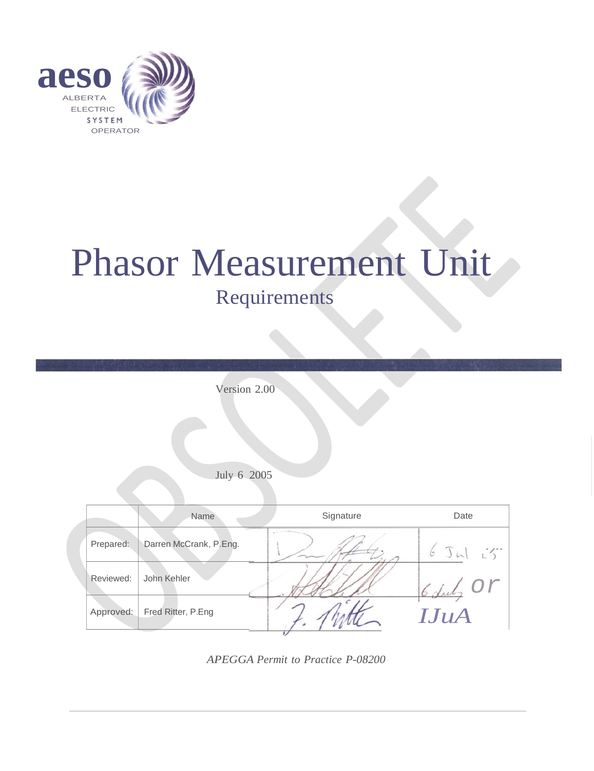aeso
ALBERTA
ELECTRIC
SYSTEM
OPERATOR

OBSOLETE

# Phasor Measurement Unit

## Requirements

Version 2.00

July 6 2005

| | Name | Signature | Date |
|---|---|---|---|
| Prepared: | Darren McCrank, P.Eng. | | 6 Jul 05 |
| Reviewed: | John Kehler | | 6 July 05 |
| Approved: | Fred Ritter, P.Eng | | 6 JuA |

*APEGGA Permit to Practice P-08200*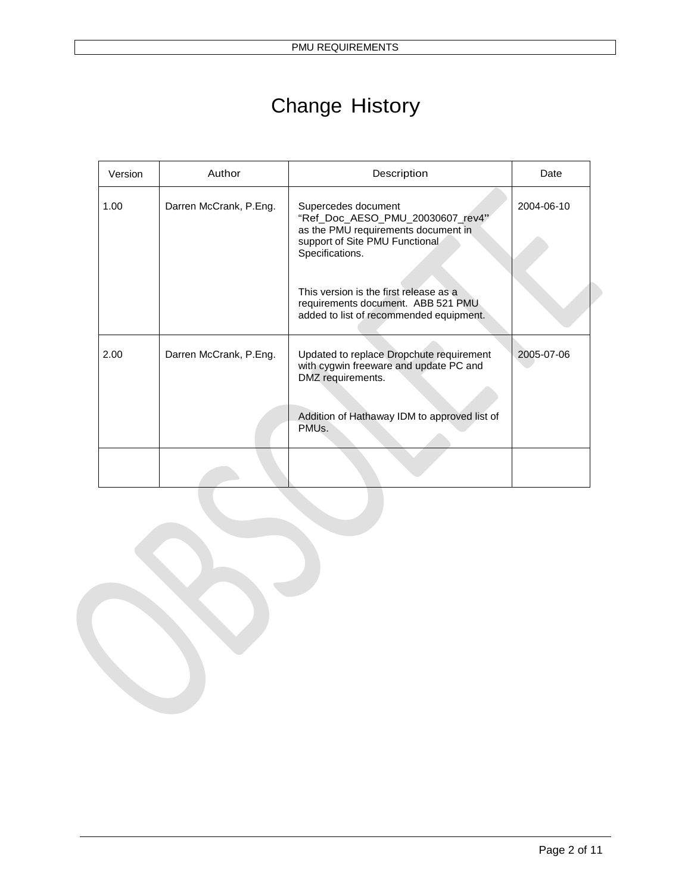# Change History

| Version | Author | Description | Date |
|---|---|---|---|
| 1.00 | Darren McCrank, P.Eng. | Supercedes document "Ref_Doc_AESO_PMU_20030607_rev4" as the PMU requirements document in support of Site PMU Functional Specifications.<br><br>This version is the first release as a requirements document. ABB 521 PMU added to list of recommended equipment. | 2004-06-10 |
| 2.00 | Darren McCrank, P.Eng. | Updated to replace Dropchute requirement with cygwin freeware and update PC and DMZ requirements.<br><br>Addition of Hathaway IDM to approved list of PMUs. | 2005-07-06 |
| | | | |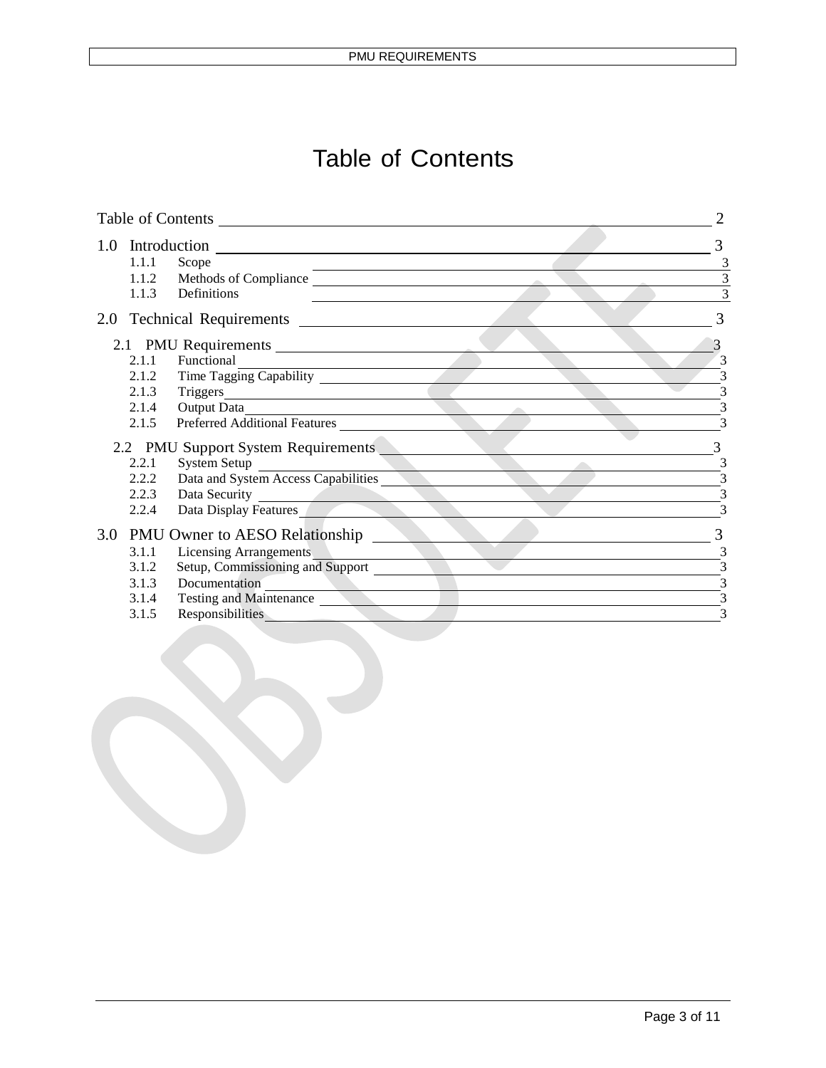# Table of Contents

| | | |
|---|---|---|
| Table of Contents | | 2 |
| 1.0 | Introduction | 3 |
| 1.1.1 | Scope | 3 |
| 1.1.2 | Methods of Compliance | 3 |
| 1.1.3 | Definitions | 3 |
| 2.0 | Technical Requirements | 3 |
| 2.1 | PMU Requirements | 3 |
| 2.1.1 | Functional | 3 |
| 2.1.2 | Time Tagging Capability | 3 |
| 2.1.3 | Triggers | 3 |
| 2.1.4 | Output Data | 3 |
| 2.1.5 | Preferred Additional Features | 3 |
| 2.2 | PMU Support System Requirements | 3 |
| 2.2.1 | System Setup | 3 |
| 2.2.2 | Data and System Access Capabilities | 3 |
| 2.2.3 | Data Security | 3 |
| 2.2.4 | Data Display Features | 3 |
| 3.0 | PMU Owner to AESO Relationship | 3 |
| 3.1.1 | Licensing Arrangements | 3 |
| 3.1.2 | Setup, Commissioning and Support | 3 |
| 3.1.3 | Documentation | 3 |
| 3.1.4 | Testing and Maintenance | 3 |
| 3.1.5 | Responsibilities | 3 |

OBSOLETE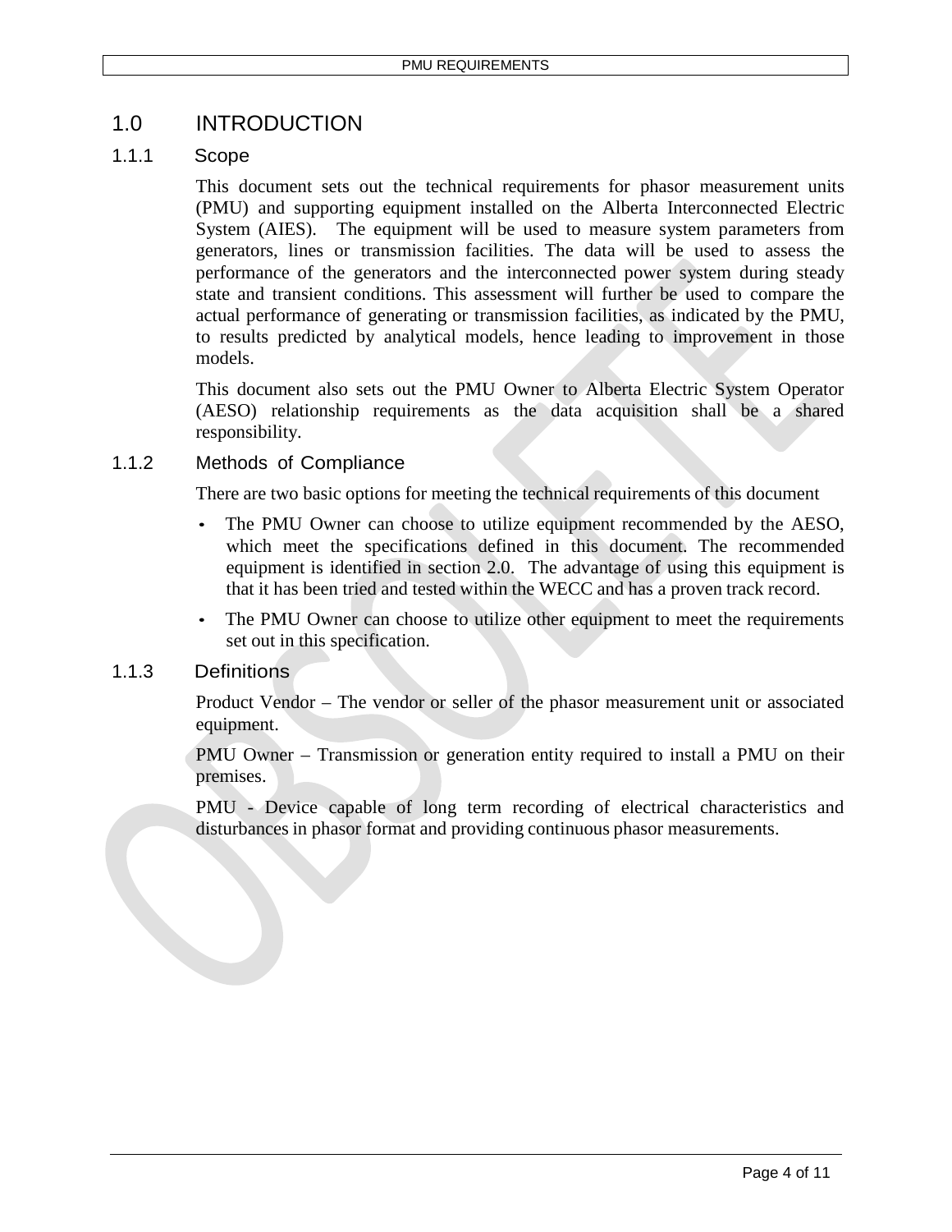# 1.0 INTRODUCTION

## 1.1.1 Scope

This document sets out the technical requirements for phasor measurement units (PMU) and supporting equipment installed on the Alberta Interconnected Electric System (AIES). The equipment will be used to measure system parameters from generators, lines or transmission facilities. The data will be used to assess the performance of the generators and the interconnected power system during steady state and transient conditions. This assessment will further be used to compare the actual performance of generating or transmission facilities, as indicated by the PMU, to results predicted by analytical models, hence leading to improvement in those models.

This document also sets out the PMU Owner to Alberta Electric System Operator (AESO) relationship requirements as the data acquisition shall be a shared responsibility.

## 1.1.2 Methods of Compliance

There are two basic options for meeting the technical requirements of this document

- The PMU Owner can choose to utilize equipment recommended by the AESO, which meet the specifications defined in this document. The recommended equipment is identified in section 2.0. The advantage of using this equipment is that it has been tried and tested within the WECC and has a proven track record.
- The PMU Owner can choose to utilize other equipment to meet the requirements set out in this specification.

## 1.1.3 Definitions

Product Vendor – The vendor or seller of the phasor measurement unit or associated equipment.

PMU Owner – Transmission or generation entity required to install a PMU on their premises.

PMU - Device capable of long term recording of electrical characteristics and disturbances in phasor format and providing continuous phasor measurements.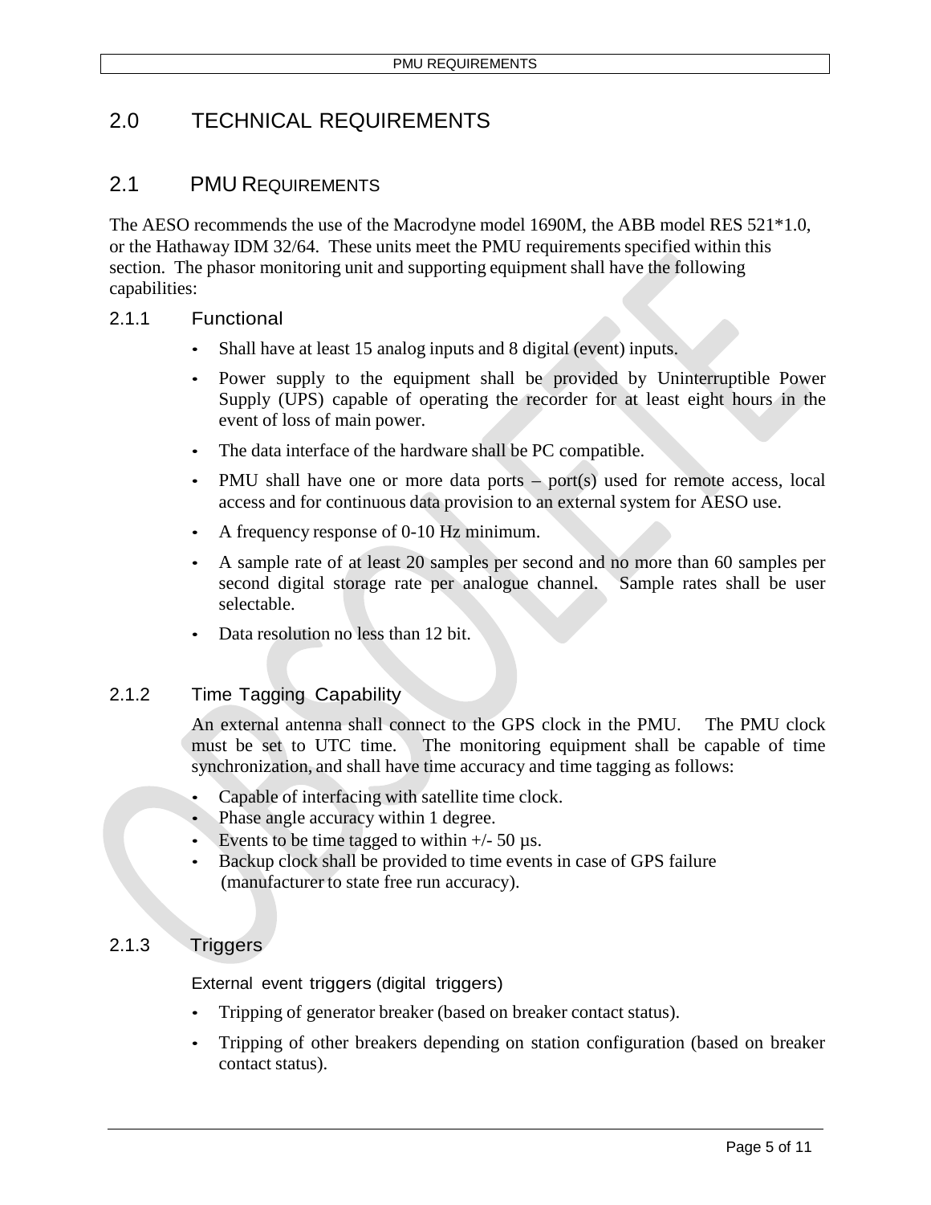# 2.0 TECHNICAL REQUIREMENTS

## 2.1 PMU REQUIREMENTS

The AESO recommends the use of the Macrodyne model 1690M, the ABB model RES 521*1.0, or the Hathaway IDM 32/64. These units meet the PMU requirements specified within this section. The phasor monitoring unit and supporting equipment shall have the following capabilities:

### 2.1.1 Functional

- Shall have at least 15 analog inputs and 8 digital (event) inputs.
- Power supply to the equipment shall be provided by Uninterruptible Power Supply (UPS) capable of operating the recorder for at least eight hours in the event of loss of main power.
- The data interface of the hardware shall be PC compatible.
- PMU shall have one or more data ports – port(s) used for remote access, local access and for continuous data provision to an external system for AESO use.
- A frequency response of 0-10 Hz minimum.
- A sample rate of at least 20 samples per second and no more than 60 samples per second digital storage rate per analogue channel. Sample rates shall be user selectable.
- Data resolution no less than 12 bit.

### 2.1.2 Time Tagging Capability

An external antenna shall connect to the GPS clock in the PMU. The PMU clock must be set to UTC time. The monitoring equipment shall be capable of time synchronization, and shall have time accuracy and time tagging as follows:

- Capable of interfacing with satellite time clock.
- Phase angle accuracy within 1 degree.
- Events to be time tagged to within +/- 50 µs.
- Backup clock shall be provided to time events in case of GPS failure (manufacturer to state free run accuracy).

### 2.1.3 Triggers

External event triggers (digital triggers)

- Tripping of generator breaker (based on breaker contact status).
- Tripping of other breakers depending on station configuration (based on breaker contact status).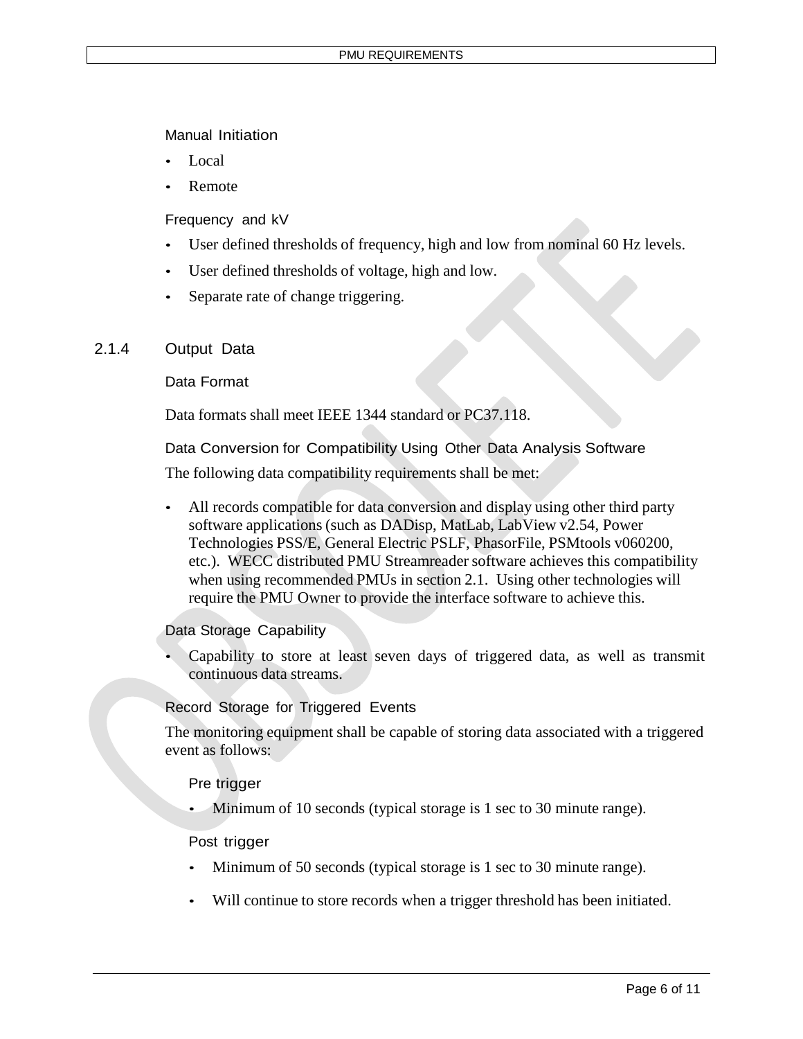#### Manual Initiation

- Local
- Remote

#### Frequency and kV

- User defined thresholds of frequency, high and low from nominal 60 Hz levels.
- User defined thresholds of voltage, high and low.
- Separate rate of change triggering.

### 2.1.4 Output Data

#### Data Format

Data formats shall meet IEEE 1344 standard or PC37.118.

#### Data Conversion for Compatibility Using Other Data Analysis Software

The following data compatibility requirements shall be met:

- All records compatible for data conversion and display using other third party software applications (such as DADisp, MatLab, LabView v2.54, Power Technologies PSS/E, General Electric PSLF, PhasorFile, PSMtools v060200, etc.). WECC distributed PMU Streamreader software achieves this compatibility when using recommended PMUs in section 2.1. Using other technologies will require the PMU Owner to provide the interface software to achieve this.

#### Data Storage Capability

- Capability to store at least seven days of triggered data, as well as transmit continuous data streams.

#### Record Storage for Triggered Events

The monitoring equipment shall be capable of storing data associated with a triggered event as follows:

##### Pre trigger

- Minimum of 10 seconds (typical storage is 1 sec to 30 minute range).

##### Post trigger

- Minimum of 50 seconds (typical storage is 1 sec to 30 minute range).
- Will continue to store records when a trigger threshold has been initiated.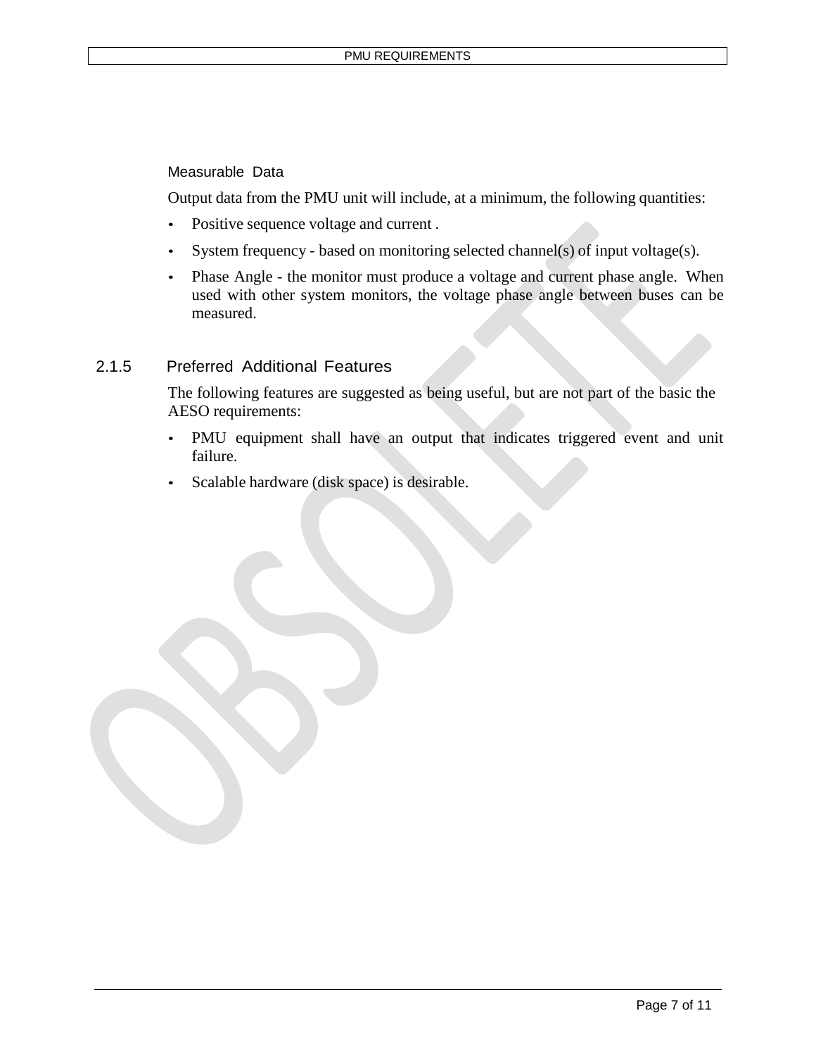#### Measurable Data

Output data from the PMU unit will include, at a minimum, the following quantities:

- Positive sequence voltage and current .
- System frequency - based on monitoring selected channel(s) of input voltage(s).
- Phase Angle - the monitor must produce a voltage and current phase angle. When used with other system monitors, the voltage phase angle between buses can be measured.

### 2.1.5 Preferred Additional Features

The following features are suggested as being useful, but are not part of the basic the AESO requirements:

- PMU equipment shall have an output that indicates triggered event and unit failure.
- Scalable hardware (disk space) is desirable.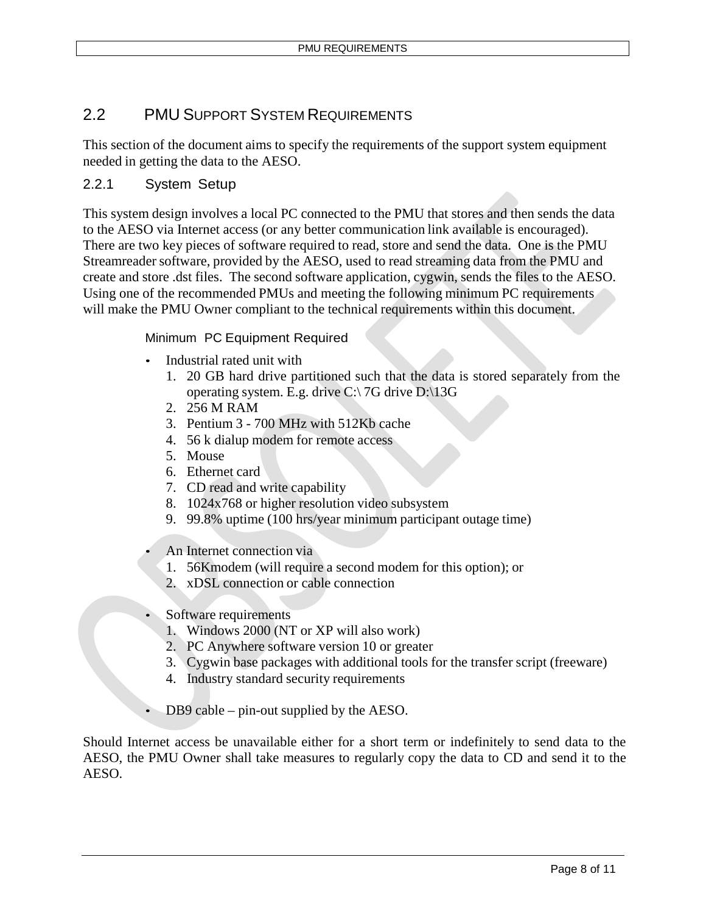## 2.2 PMU SUPPORT SYSTEM REQUIREMENTS

This section of the document aims to specify the requirements of the support system equipment needed in getting the data to the AESO.

### 2.2.1 System Setup

This system design involves a local PC connected to the PMU that stores and then sends the data to the AESO via Internet access (or any better communication link available is encouraged). There are two key pieces of software required to read, store and send the data. One is the PMU Streamreader software, provided by the AESO, used to read streaming data from the PMU and create and store .dst files. The second software application, cygwin, sends the files to the AESO. Using one of the recommended PMUs and meeting the following minimum PC requirements will make the PMU Owner compliant to the technical requirements within this document.

Minimum PC Equipment Required

- Industrial rated unit with
  1. 20 GB hard drive partitioned such that the data is stored separately from the operating system. E.g. drive C:\ 7G drive D:\13G
  2. 256 M RAM
  3. Pentium 3 - 700 MHz with 512Kb cache
  4. 56 k dialup modem for remote access
  5. Mouse
  6. Ethernet card
  7. CD read and write capability
  8. 1024x768 or higher resolution video subsystem
  9. 99.8% uptime (100 hrs/year minimum participant outage time)

- An Internet connection via
  1. 56Kmodem (will require a second modem for this option); or
  2. xDSL connection or cable connection

- Software requirements
  1. Windows 2000 (NT or XP will also work)
  2. PC Anywhere software version 10 or greater
  3. Cygwin base packages with additional tools for the transfer script (freeware)
  4. Industry standard security requirements

- DB9 cable – pin-out supplied by the AESO.

Should Internet access be unavailable either for a short term or indefinitely to send data to the AESO, the PMU Owner shall take measures to regularly copy the data to CD and send it to the AESO.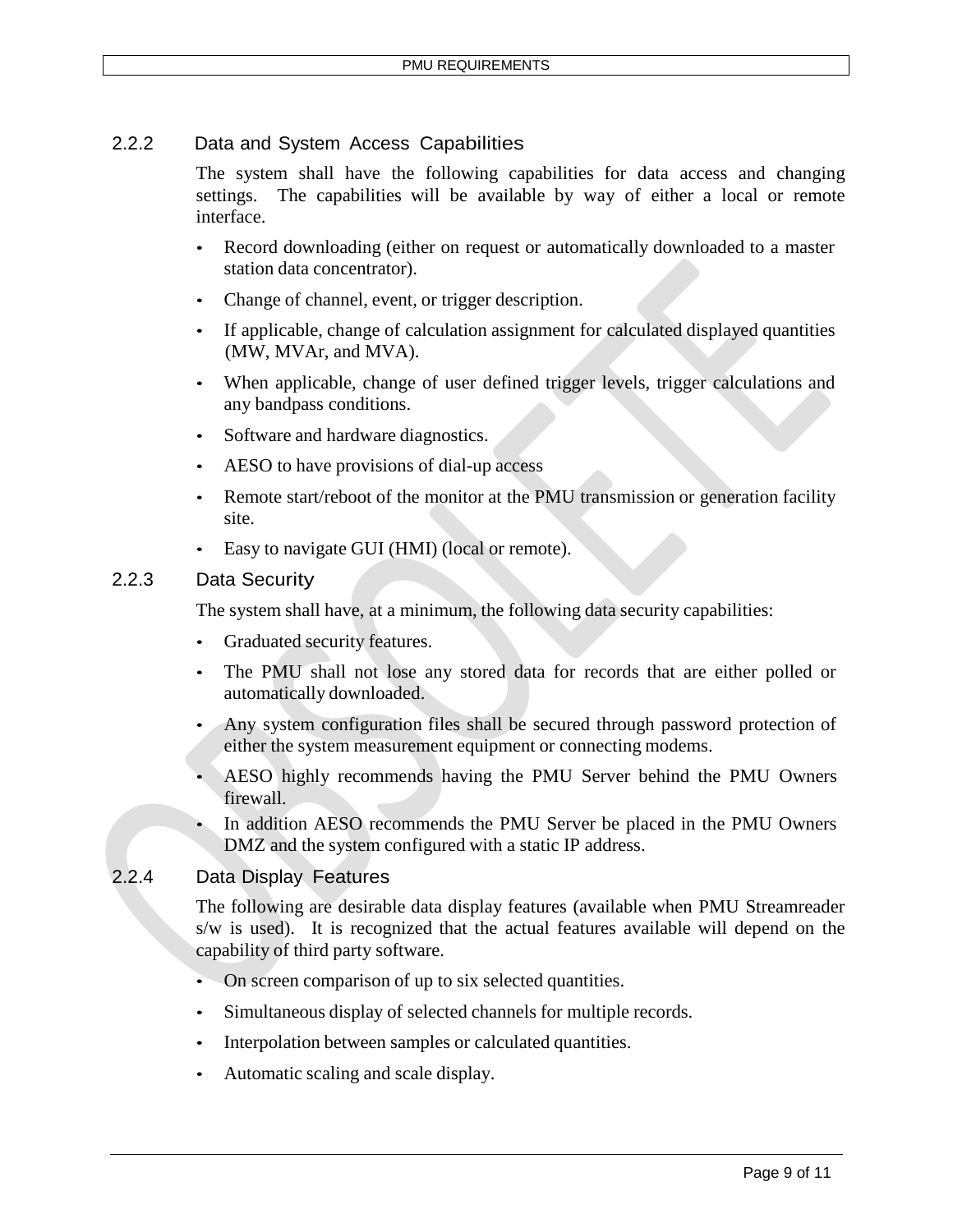### 2.2.2 Data and System Access Capabilities

The system shall have the following capabilities for data access and changing settings. The capabilities will be available by way of either a local or remote interface.

- Record downloading (either on request or automatically downloaded to a master station data concentrator).
- Change of channel, event, or trigger description.
- If applicable, change of calculation assignment for calculated displayed quantities (MW, MVAr, and MVA).
- When applicable, change of user defined trigger levels, trigger calculations and any bandpass conditions.
- Software and hardware diagnostics.
- AESO to have provisions of dial-up access
- Remote start/reboot of the monitor at the PMU transmission or generation facility site.
- Easy to navigate GUI (HMI) (local or remote).

### 2.2.3 Data Security

The system shall have, at a minimum, the following data security capabilities:

- Graduated security features.
- The PMU shall not lose any stored data for records that are either polled or automatically downloaded.
- Any system configuration files shall be secured through password protection of either the system measurement equipment or connecting modems.
- AESO highly recommends having the PMU Server behind the PMU Owners firewall.
- In addition AESO recommends the PMU Server be placed in the PMU Owners DMZ and the system configured with a static IP address.

### 2.2.4 Data Display Features

The following are desirable data display features (available when PMU Streamreader s/w is used). It is recognized that the actual features available will depend on the capability of third party software.

- On screen comparison of up to six selected quantities.
- Simultaneous display of selected channels for multiple records.
- Interpolation between samples or calculated quantities.
- Automatic scaling and scale display.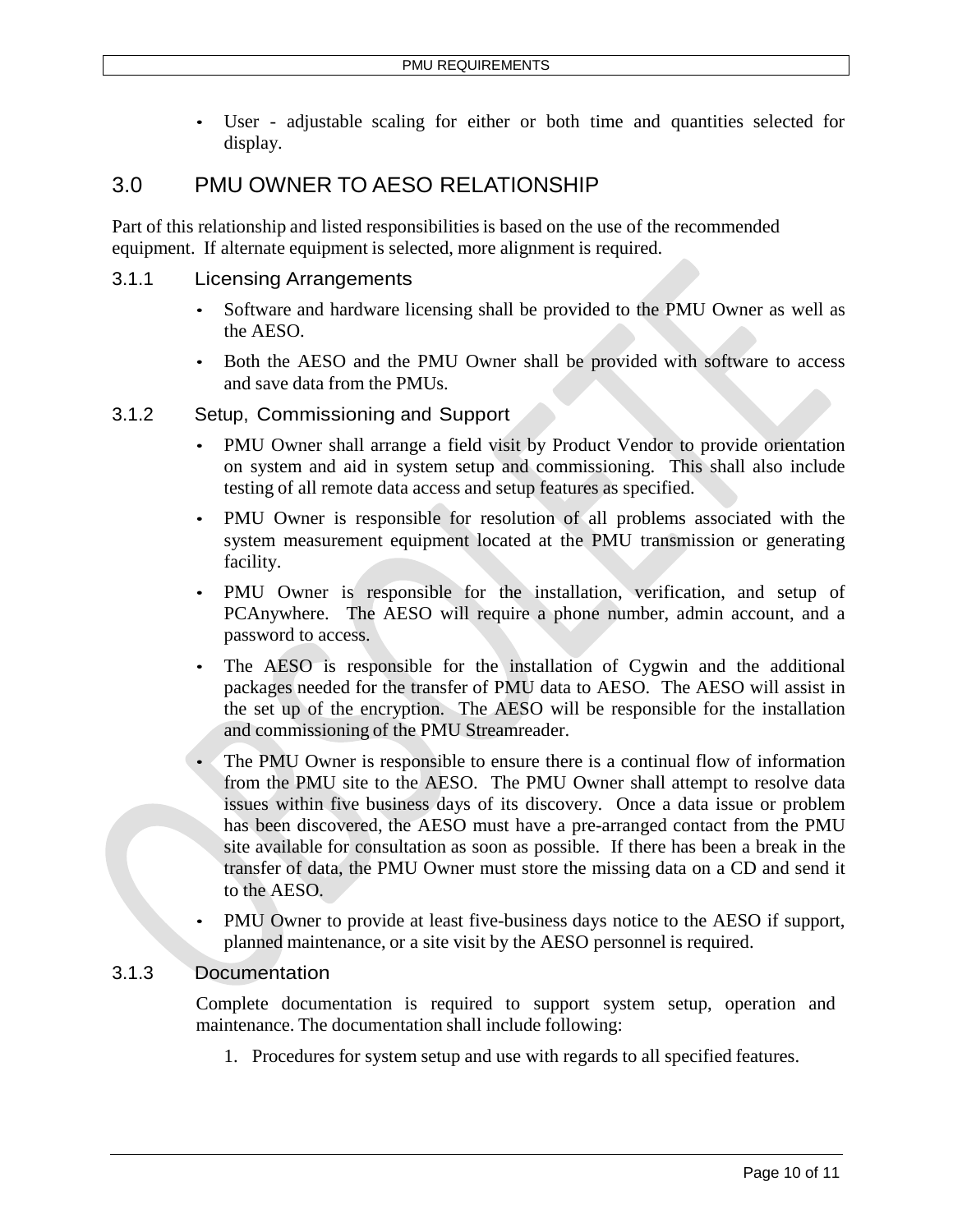- User - adjustable scaling for either or both time and quantities selected for display.

## 3.0 PMU OWNER TO AESO RELATIONSHIP

Part of this relationship and listed responsibilities is based on the use of the recommended equipment. If alternate equipment is selected, more alignment is required.

### 3.1.1 Licensing Arrangements

- Software and hardware licensing shall be provided to the PMU Owner as well as the AESO.
- Both the AESO and the PMU Owner shall be provided with software to access and save data from the PMUs.

### 3.1.2 Setup, Commissioning and Support

- PMU Owner shall arrange a field visit by Product Vendor to provide orientation on system and aid in system setup and commissioning. This shall also include testing of all remote data access and setup features as specified.
- PMU Owner is responsible for resolution of all problems associated with the system measurement equipment located at the PMU transmission or generating facility.
- PMU Owner is responsible for the installation, verification, and setup of PCAnywhere. The AESO will require a phone number, admin account, and a password to access.
- The AESO is responsible for the installation of Cygwin and the additional packages needed for the transfer of PMU data to AESO. The AESO will assist in the set up of the encryption. The AESO will be responsible for the installation and commissioning of the PMU Streamreader.
- The PMU Owner is responsible to ensure there is a continual flow of information from the PMU site to the AESO. The PMU Owner shall attempt to resolve data issues within five business days of its discovery. Once a data issue or problem has been discovered, the AESO must have a pre-arranged contact from the PMU site available for consultation as soon as possible. If there has been a break in the transfer of data, the PMU Owner must store the missing data on a CD and send it to the AESO.
- PMU Owner to provide at least five-business days notice to the AESO if support, planned maintenance, or a site visit by the AESO personnel is required.

### 3.1.3 Documentation

Complete documentation is required to support system setup, operation and maintenance. The documentation shall include following:

1. Procedures for system setup and use with regards to all specified features.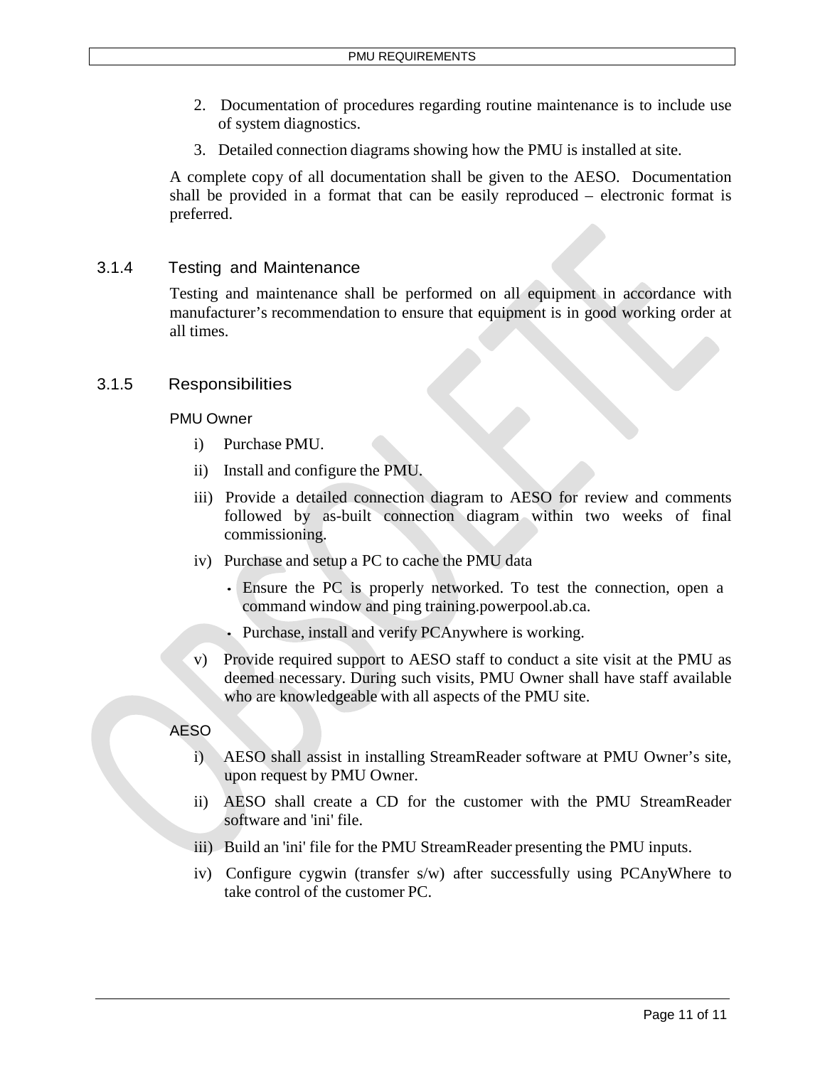2. Documentation of procedures regarding routine maintenance is to include use of system diagnostics.
3. Detailed connection diagrams showing how the PMU is installed at site.

A complete copy of all documentation shall be given to the AESO. Documentation shall be provided in a format that can be easily reproduced – electronic format is preferred.

### 3.1.4 Testing and Maintenance

Testing and maintenance shall be performed on all equipment in accordance with manufacturer's recommendation to ensure that equipment is in good working order at all times.

### 3.1.5 Responsibilities

PMU Owner

i) Purchase PMU.

ii) Install and configure the PMU.

iii) Provide a detailed connection diagram to AESO for review and comments followed by as-built connection diagram within two weeks of final commissioning.

iv) Purchase and setup a PC to cache the PMU data

- Ensure the PC is properly networked. To test the connection, open a command window and ping training.powerpool.ab.ca.
- Purchase, install and verify PCAnywhere is working.

v) Provide required support to AESO staff to conduct a site visit at the PMU as deemed necessary. During such visits, PMU Owner shall have staff available who are knowledgeable with all aspects of the PMU site.

AESO

i) AESO shall assist in installing StreamReader software at PMU Owner's site, upon request by PMU Owner.

ii) AESO shall create a CD for the customer with the PMU StreamReader software and 'ini' file.

iii) Build an 'ini' file for the PMU StreamReader presenting the PMU inputs.

iv) Configure cygwin (transfer s/w) after successfully using PCAnyWhere to take control of the customer PC.